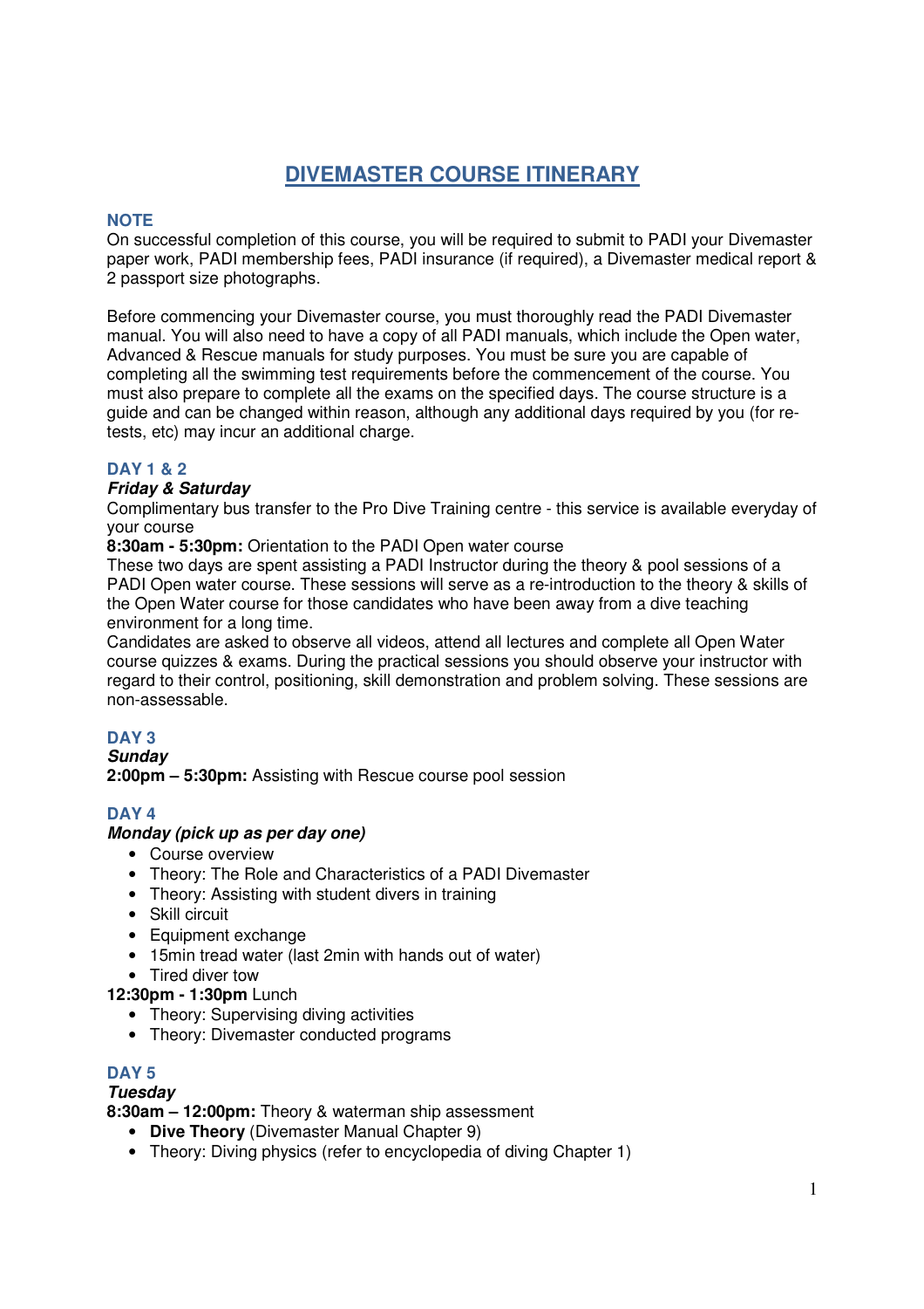# DIVEMASTER COURSE ITINERARY

### NOTE

On successful completion of this course, you will be required to submit to PADI your Divemaster paper work, PADI membership fees, PADI insurance (if required), a Divemaster medical report & 2 passport size photographs.

Before commencing your Divemaster course, you must thoroughly read the PADI Divemaster manual. You will also need to have a copy of all PADI manuals, which include the Open water, Advanced & Rescue manuals for study purposes. You must be sure you are capable of completing all the swimming test requirements before the commencement of the course. You must also prepare to complete all the exams on the specified days. The course structure is a guide and can be changed within reason, although any additional days required by you (for re-tests, etc) may incur an additional charge.

### DAY 1 & 2

***Friday & Saturday***

Complimentary bus transfer to the Pro Dive Training centre - this service is available everyday of your course

**8:30am - 5:30pm:** Orientation to the PADI Open water course

These two days are spent assisting a PADI Instructor during the theory & pool sessions of a PADI Open water course. These sessions will serve as a re-introduction to the theory & skills of the Open Water course for those candidates who have been away from a dive teaching environment for a long time.

Candidates are asked to observe all videos, attend all lectures and complete all Open Water course quizzes & exams. During the practical sessions you should observe your instructor with regard to their control, positioning, skill demonstration and problem solving. These sessions are non-assessable.

### DAY 3

***Sunday***

**2:00pm – 5:30pm:** Assisting with Rescue course pool session

### DAY 4

***Monday (pick up as per day one)***

- Course overview
- Theory: The Role and Characteristics of a PADI Divemaster
- Theory: Assisting with student divers in training
- Skill circuit
- Equipment exchange
- 15min tread water (last 2min with hands out of water)
- Tired diver tow

**12:30pm - 1:30pm** Lunch

- Theory: Supervising diving activities
- Theory: Divemaster conducted programs

### DAY 5

***Tuesday***

**8:30am – 12:00pm:** Theory & waterman ship assessment

- **Dive Theory** (Divemaster Manual Chapter 9)
- Theory: Diving physics (refer to encyclopedia of diving Chapter 1)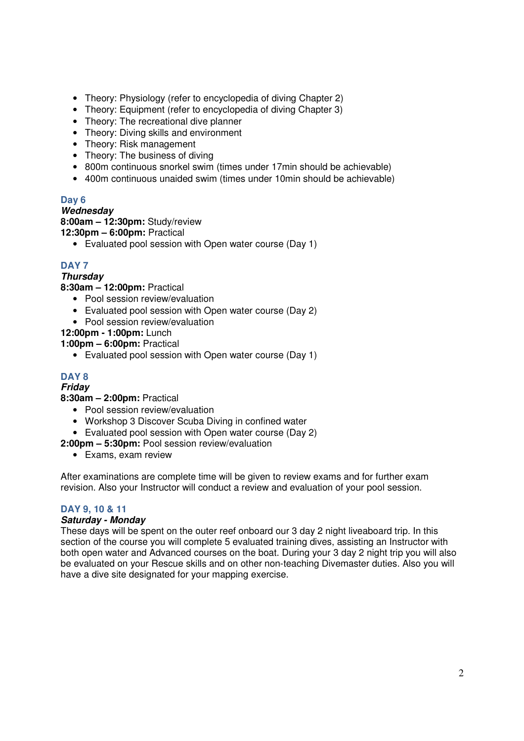- Theory: Physiology (refer to encyclopedia of diving Chapter 2)
- Theory: Equipment (refer to encyclopedia of diving Chapter 3)
- Theory: The recreational dive planner
- Theory: Diving skills and environment
- Theory: Risk management
- Theory: The business of diving
- 800m continuous snorkel swim (times under 17min should be achievable)
- 400m continuous unaided swim (times under 10min should be achievable)

### Day 6

***Wednesday***

**8:00am – 12:30pm:** Study/review

**12:30pm – 6:00pm:** Practical

- Evaluated pool session with Open water course (Day 1)

### DAY 7

***Thursday***

**8:30am – 12:00pm:** Practical

- Pool session review/evaluation
- Evaluated pool session with Open water course (Day 2)
- Pool session review/evaluation

**12:00pm - 1:00pm:** Lunch

**1:00pm – 6:00pm:** Practical

- Evaluated pool session with Open water course (Day 1)

### DAY 8

***Friday***

**8:30am – 2:00pm:** Practical

- Pool session review/evaluation
- Workshop 3 Discover Scuba Diving in confined water
- Evaluated pool session with Open water course (Day 2)

**2:00pm – 5:30pm:** Pool session review/evaluation

- Exams, exam review

After examinations are complete time will be given to review exams and for further exam revision. Also your Instructor will conduct a review and evaluation of your pool session.

### DAY 9, 10 & 11

***Saturday - Monday***

These days will be spent on the outer reef onboard our 3 day 2 night liveaboard trip. In this section of the course you will complete 5 evaluated training dives, assisting an Instructor with both open water and Advanced courses on the boat. During your 3 day 2 night trip you will also be evaluated on your Rescue skills and on other non-teaching Divemaster duties. Also you will have a dive site designated for your mapping exercise.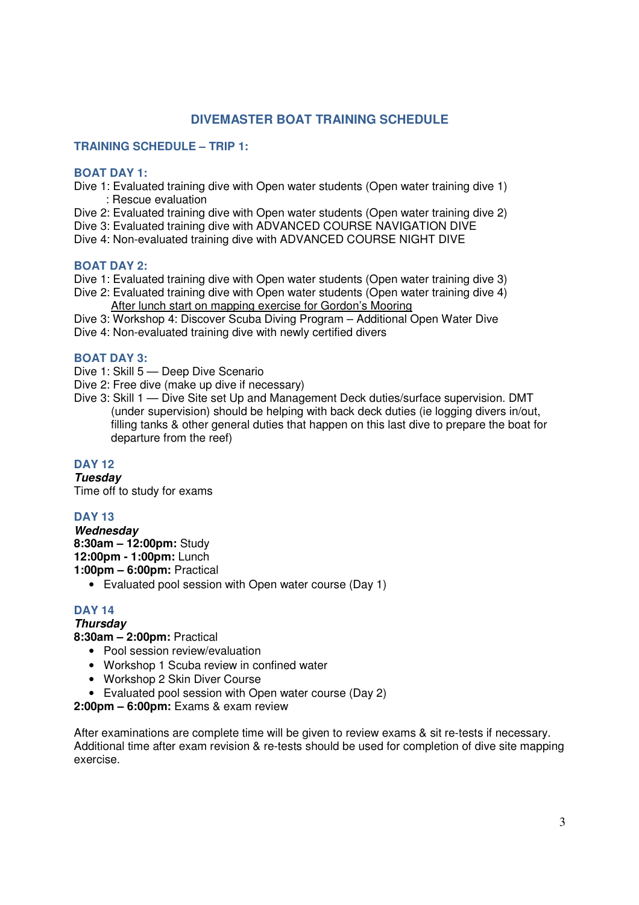# DIVEMASTER BOAT TRAINING SCHEDULE

## TRAINING SCHEDULE – TRIP 1:

### BOAT DAY 1:

Dive 1: Evaluated training dive with Open water students (Open water training dive 1)
: Rescue evaluation
Dive 2: Evaluated training dive with Open water students (Open water training dive 2)
Dive 3: Evaluated training dive with ADVANCED COURSE NAVIGATION DIVE
Dive 4: Non-evaluated training dive with ADVANCED COURSE NIGHT DIVE

### BOAT DAY 2:

Dive 1: Evaluated training dive with Open water students (Open water training dive 3)
Dive 2: Evaluated training dive with Open water students (Open water training dive 4)
After lunch start on mapping exercise for Gordon's Mooring
Dive 3: Workshop 4: Discover Scuba Diving Program – Additional Open Water Dive
Dive 4: Non-evaluated training dive with newly certified divers

### BOAT DAY 3:

Dive 1: Skill 5 — Deep Dive Scenario
Dive 2: Free dive (make up dive if necessary)
Dive 3: Skill 1 — Dive Site set Up and Management Deck duties/surface supervision. DMT (under supervision) should be helping with back deck duties (ie logging divers in/out, filling tanks & other general duties that happen on this last dive to prepare the boat for departure from the reef)

### DAY 12

***Tuesday***
Time off to study for exams

### DAY 13

***Wednesday***
**8:30am – 12:00pm:** Study
**12:00pm - 1:00pm:** Lunch
**1:00pm – 6:00pm:** Practical

- Evaluated pool session with Open water course (Day 1)

### DAY 14

***Thursday***
**8:30am – 2:00pm:** Practical

- Pool session review/evaluation
- Workshop 1 Scuba review in confined water
- Workshop 2 Skin Diver Course
- Evaluated pool session with Open water course (Day 2)

**2:00pm – 6:00pm:** Exams & exam review

After examinations are complete time will be given to review exams & sit re-tests if necessary. Additional time after exam revision & re-tests should be used for completion of dive site mapping exercise.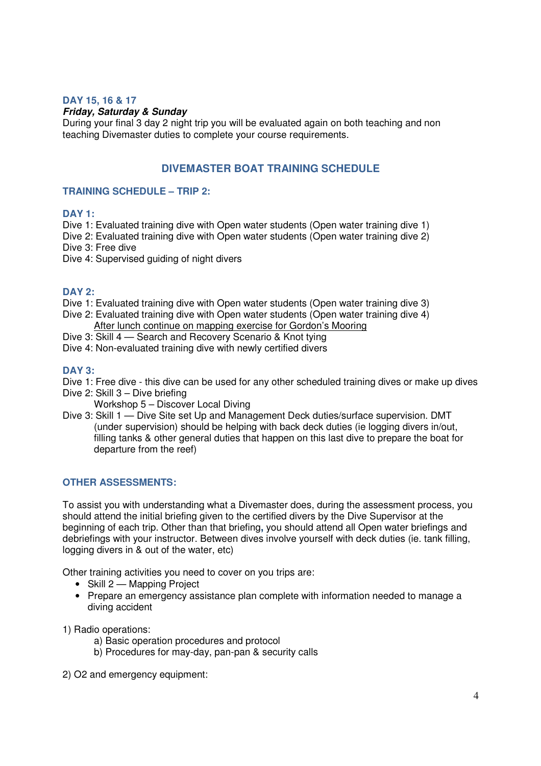### DAY 15, 16 & 17

***Friday, Saturday & Sunday***

During your final 3 day 2 night trip you will be evaluated again on both teaching and non teaching Divemaster duties to complete your course requirements.

## DIVEMASTER BOAT TRAINING SCHEDULE

### TRAINING SCHEDULE – TRIP 2:

### DAY 1:

Dive 1: Evaluated training dive with Open water students (Open water training dive 1)
Dive 2: Evaluated training dive with Open water students (Open water training dive 2)
Dive 3: Free dive
Dive 4: Supervised guiding of night divers

### DAY 2:

Dive 1: Evaluated training dive with Open water students (Open water training dive 3)
Dive 2: Evaluated training dive with Open water students (Open water training dive 4)
<u>After lunch continue on mapping exercise for Gordon's Mooring</u>
Dive 3: Skill 4 — Search and Recovery Scenario & Knot tying
Dive 4: Non-evaluated training dive with newly certified divers

### DAY 3:

Dive 1: Free dive - this dive can be used for any other scheduled training dives or make up dives
Dive 2: Skill 3 – Dive briefing
Workshop 5 – Discover Local Diving
Dive 3: Skill 1 — Dive Site set Up and Management Deck duties/surface supervision. DMT (under supervision) should be helping with back deck duties (ie logging divers in/out, filling tanks & other general duties that happen on this last dive to prepare the boat for departure from the reef)

### OTHER ASSESSMENTS:

To assist you with understanding what a Divemaster does, during the assessment process, you should attend the initial briefing given to the certified divers by the Dive Supervisor at the beginning of each trip. Other than that briefing, you should attend all Open water briefings and debriefings with your instructor. Between dives involve yourself with deck duties (ie. tank filling, logging divers in & out of the water, etc)

Other training activities you need to cover on you trips are:

- Skill 2 — Mapping Project
- Prepare an emergency assistance plan complete with information needed to manage a diving accident

1) Radio operations:
   a) Basic operation procedures and protocol
   b) Procedures for may-day, pan-pan & security calls

2) O2 and emergency equipment: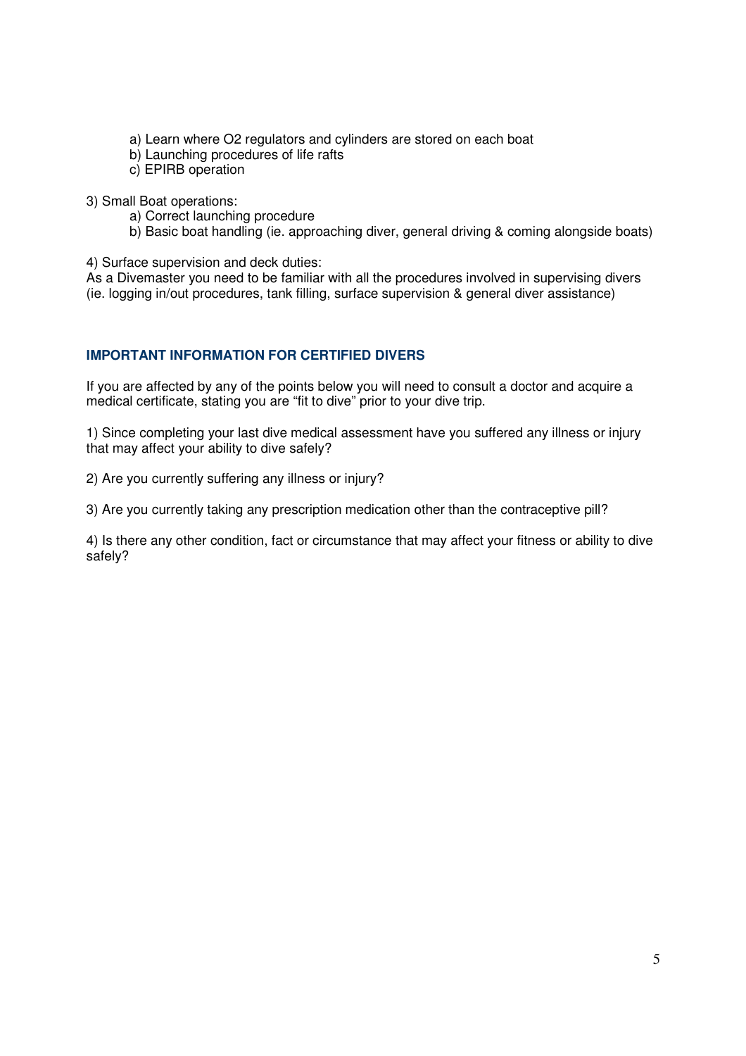a) Learn where O2 regulators and cylinders are stored on each boat
   b) Launching procedures of life rafts
   c) EPIRB operation

3) Small Boat operations:
   a) Correct launching procedure
   b) Basic boat handling (ie. approaching diver, general driving & coming alongside boats)

4) Surface supervision and deck duties:
As a Divemaster you need to be familiar with all the procedures involved in supervising divers (ie. logging in/out procedures, tank filling, surface supervision & general diver assistance)

### IMPORTANT INFORMATION FOR CERTIFIED DIVERS

If you are affected by any of the points below you will need to consult a doctor and acquire a medical certificate, stating you are "fit to dive" prior to your dive trip.

1) Since completing your last dive medical assessment have you suffered any illness or injury that may affect your ability to dive safely?

2) Are you currently suffering any illness or injury?

3) Are you currently taking any prescription medication other than the contraceptive pill?

4) Is there any other condition, fact or circumstance that may affect your fitness or ability to dive safely?